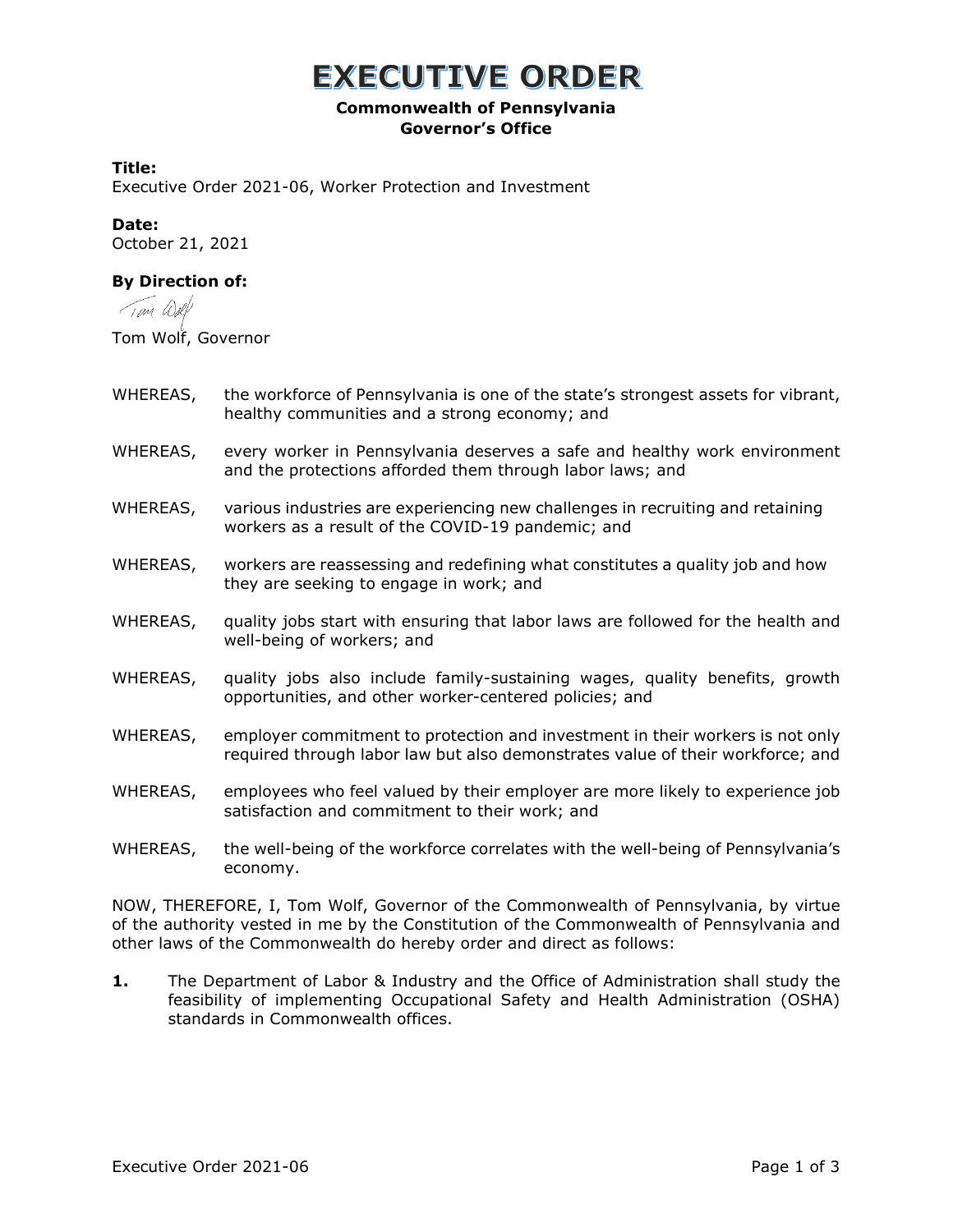# EXECUTIVE ORDER

**Commonwealth of Pennsylvania**
**Governor's Office**

**Title:**
Executive Order 2021-06, Worker Protection and Investment

**Date:**
October 21, 2021

**By Direction of:**

Tom Wolf, Governor

WHEREAS, the workforce of Pennsylvania is one of the state's strongest assets for vibrant, healthy communities and a strong economy; and

WHEREAS, every worker in Pennsylvania deserves a safe and healthy work environment and the protections afforded them through labor laws; and

WHEREAS, various industries are experiencing new challenges in recruiting and retaining workers as a result of the COVID-19 pandemic; and

WHEREAS, workers are reassessing and redefining what constitutes a quality job and how they are seeking to engage in work; and

WHEREAS, quality jobs start with ensuring that labor laws are followed for the health and well-being of workers; and

WHEREAS, quality jobs also include family-sustaining wages, quality benefits, growth opportunities, and other worker-centered policies; and

WHEREAS, employer commitment to protection and investment in their workers is not only required through labor law but also demonstrates value of their workforce; and

WHEREAS, employees who feel valued by their employer are more likely to experience job satisfaction and commitment to their work; and

WHEREAS, the well-being of the workforce correlates with the well-being of Pennsylvania's economy.

NOW, THEREFORE, I, Tom Wolf, Governor of the Commonwealth of Pennsylvania, by virtue of the authority vested in me by the Constitution of the Commonwealth of Pennsylvania and other laws of the Commonwealth do hereby order and direct as follows:

**1.** The Department of Labor & Industry and the Office of Administration shall study the feasibility of implementing Occupational Safety and Health Administration (OSHA) standards in Commonwealth offices.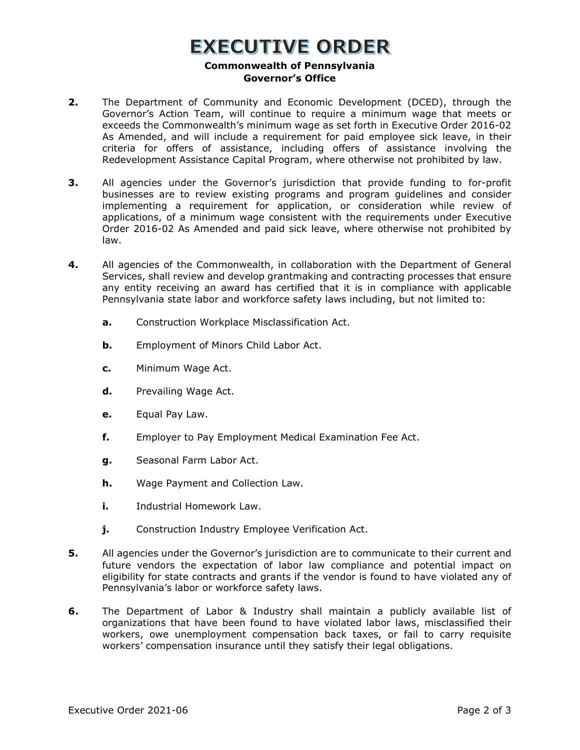# EXECUTIVE ORDER

**Commonwealth of Pennsylvania**
**Governor's Office**

**2.** The Department of Community and Economic Development (DCED), through the Governor's Action Team, will continue to require a minimum wage that meets or exceeds the Commonwealth's minimum wage as set forth in Executive Order 2016-02 As Amended, and will include a requirement for paid employee sick leave, in their criteria for offers of assistance, including offers of assistance involving the Redevelopment Assistance Capital Program, where otherwise not prohibited by law.

**3.** All agencies under the Governor's jurisdiction that provide funding to for-profit businesses are to review existing programs and program guidelines and consider implementing a requirement for application, or consideration while review of applications, of a minimum wage consistent with the requirements under Executive Order 2016-02 As Amended and paid sick leave, where otherwise not prohibited by law.

**4.** All agencies of the Commonwealth, in collaboration with the Department of General Services, shall review and develop grantmaking and contracting processes that ensure any entity receiving an award has certified that it is in compliance with applicable Pennsylvania state labor and workforce safety laws including, but not limited to:

- **a.** Construction Workplace Misclassification Act.
- **b.** Employment of Minors Child Labor Act.
- **c.** Minimum Wage Act.
- **d.** Prevailing Wage Act.
- **e.** Equal Pay Law.
- **f.** Employer to Pay Employment Medical Examination Fee Act.
- **g.** Seasonal Farm Labor Act.
- **h.** Wage Payment and Collection Law.
- **i.** Industrial Homework Law.
- **j.** Construction Industry Employee Verification Act.

**5.** All agencies under the Governor's jurisdiction are to communicate to their current and future vendors the expectation of labor law compliance and potential impact on eligibility for state contracts and grants if the vendor is found to have violated any of Pennsylvania's labor or workforce safety laws.

**6.** The Department of Labor & Industry shall maintain a publicly available list of organizations that have been found to have violated labor laws, misclassified their workers, owe unemployment compensation back taxes, or fail to carry requisite workers' compensation insurance until they satisfy their legal obligations.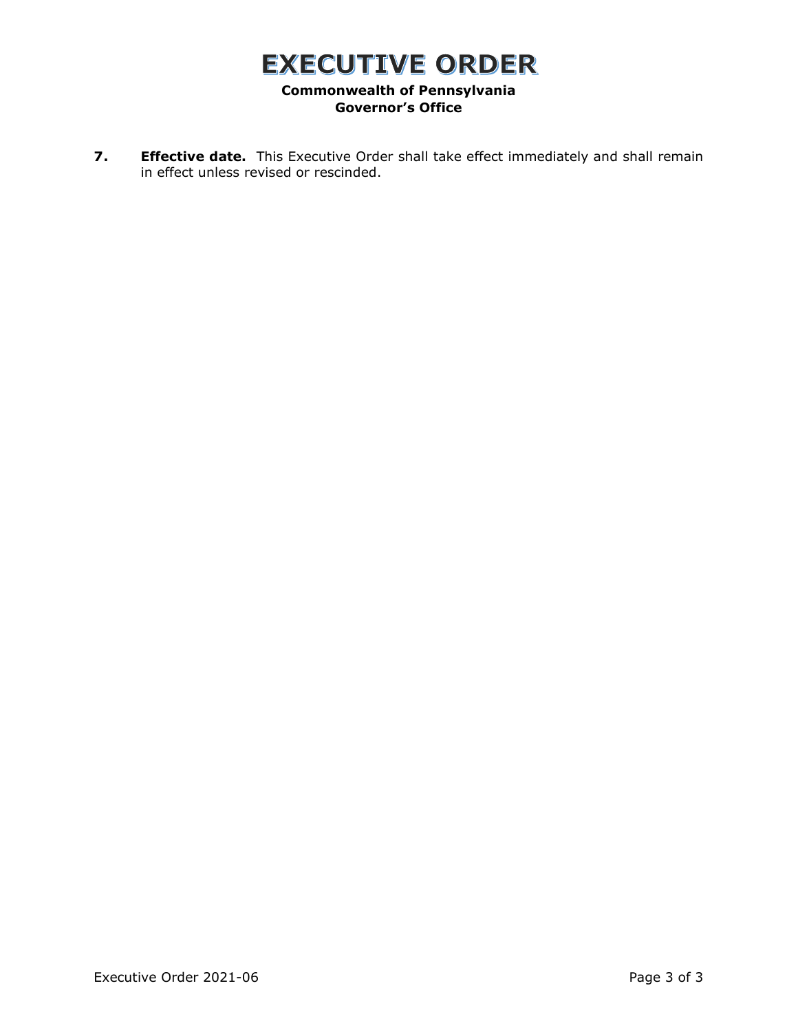7. **Effective date.** This Executive Order shall take effect immediately and shall remain in effect unless revised or rescinded.